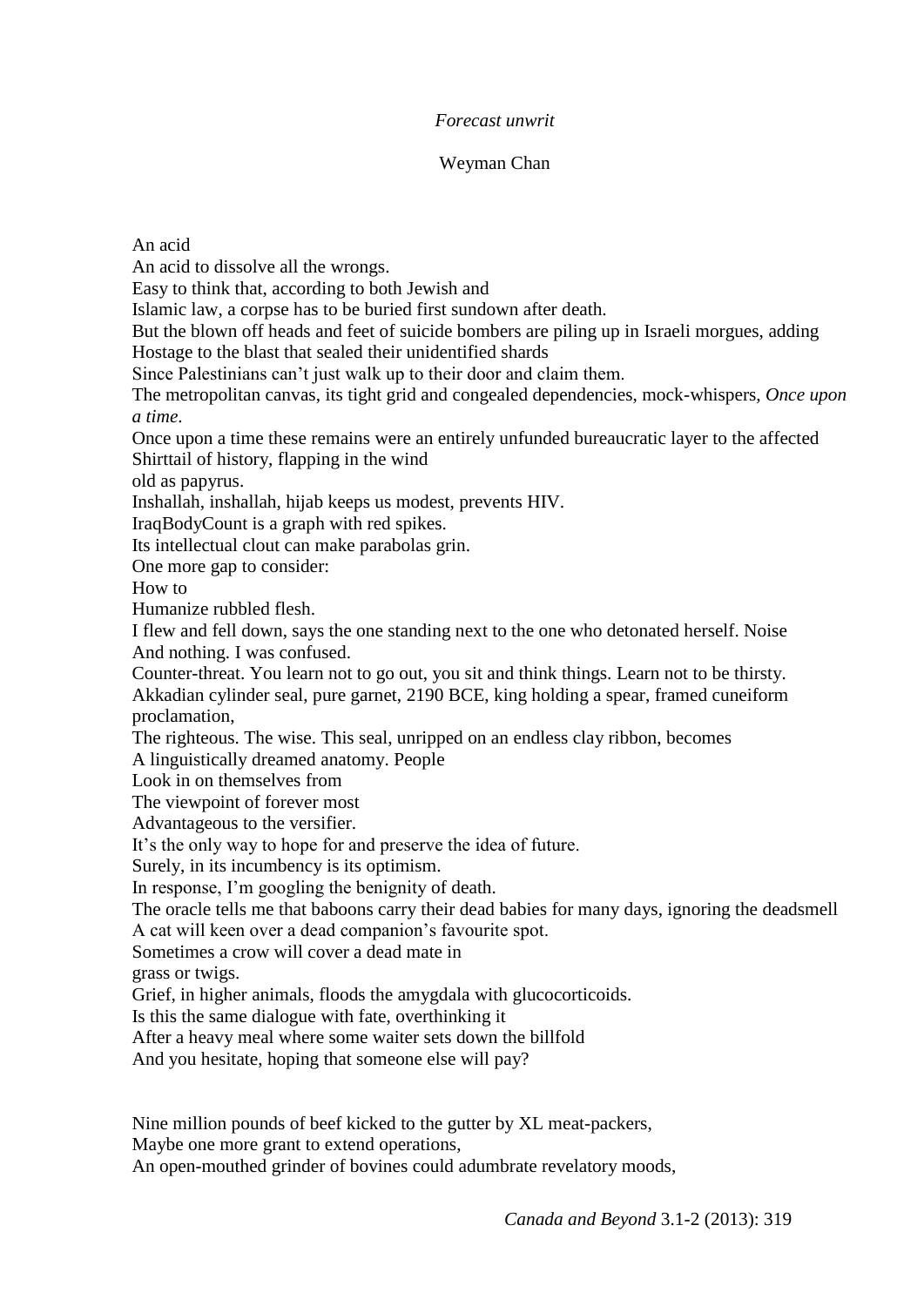*Forecast unwrit*

Weyman Chan

An acid  
An acid to dissolve all the wrongs.  
Easy to think that, according to both Jewish and  
Islamic law, a corpse has to be buried first sundown after death.  
But the blown off heads and feet of suicide bombers are piling up in Israeli morgues, adding  
Hostage to the blast that sealed their unidentified shards  
Since Palestinians can't just walk up to their door and claim them.  
The metropolitan canvas, its tight grid and congealed dependencies, mock-whispers, *Once upon a time*.  
Once upon a time these remains were an entirely unfunded bureaucratic layer to the affected  
Shirttail of history, flapping in the wind  
old as papyrus.  
Inshallah, inshallah, hijab keeps us modest, prevents HIV.  
IraqBodyCount is a graph with red spikes.  
Its intellectual clout can make parabolas grin.  
One more gap to consider:  
How to  
Humanize rubbled flesh.  
I flew and fell down, says the one standing next to the one who detonated herself. Noise  
And nothing. I was confused.  
Counter-threat. You learn not to go out, you sit and think things. Learn not to be thirsty.  
Akkadian cylinder seal, pure garnet, 2190 BCE, king holding a spear, framed cuneiform proclamation,  
The righteous. The wise. This seal, unripped on an endless clay ribbon, becomes  
A linguistically dreamed anatomy. People  
Look in on themselves from  
The viewpoint of forever most  
Advantageous to the versifier.  
It's the only way to hope for and preserve the idea of future.  
Surely, in its incumbency is its optimism.  
In response, I'm googling the benignity of death.  
The oracle tells me that baboons carry their dead babies for many days, ignoring the deadsmell  
A cat will keen over a dead companion's favourite spot.  
Sometimes a crow will cover a dead mate in  
grass or twigs.  
Grief, in higher animals, floods the amygdala with glucocorticoids.  
Is this the same dialogue with fate, overthinking it  
After a heavy meal where some waiter sets down the billfold  
And you hesitate, hoping that someone else will pay?

Nine million pounds of beef kicked to the gutter by XL meat-packers,  
Maybe one more grant to extend operations,  
An open-mouthed grinder of bovines could adumbrate revelatory moods,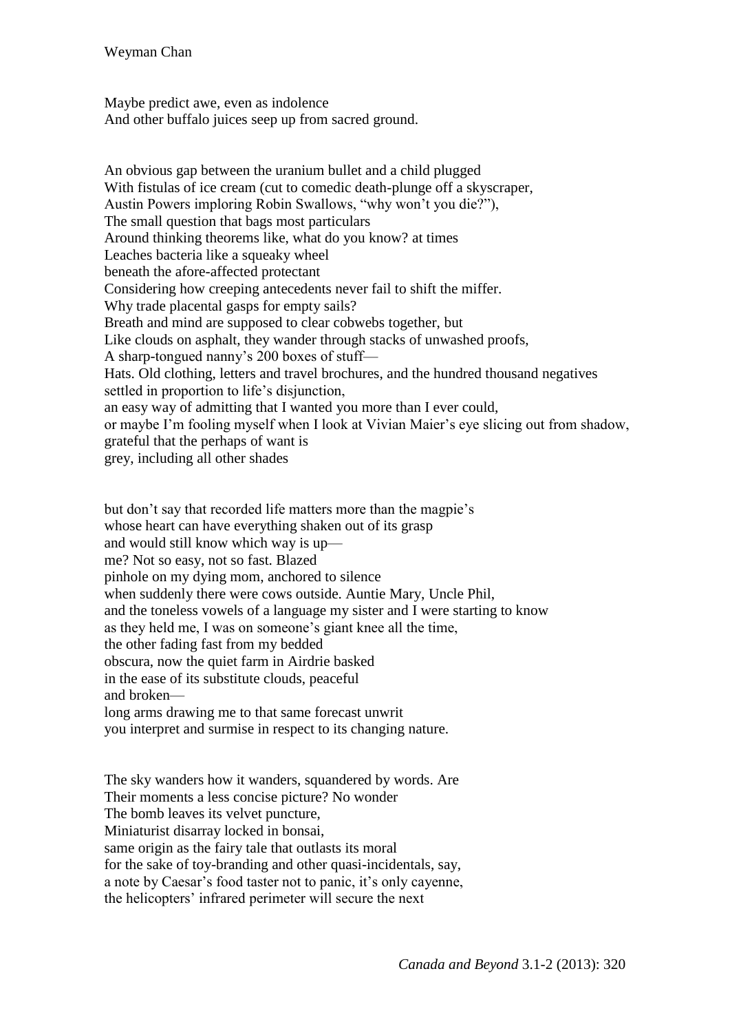Maybe predict awe, even as indolence  
And other buffalo juices seep up from sacred ground.

An obvious gap between the uranium bullet and a child plugged  
With fistulas of ice cream (cut to comedic death-plunge off a skyscraper,  
Austin Powers imploring Robin Swallows, "why won't you die?"),  
The small question that bags most particulars  
Around thinking theorems like, what do you know? at times  
Leaches bacteria like a squeaky wheel  
beneath the afore-affected protectant  
Considering how creeping antecedents never fail to shift the miffer.  
Why trade placental gasps for empty sails?  
Breath and mind are supposed to clear cobwebs together, but  
Like clouds on asphalt, they wander through stacks of unwashed proofs,  
A sharp-tongued nanny's 200 boxes of stuff—  
Hats. Old clothing, letters and travel brochures, and the hundred thousand negatives  
settled in proportion to life's disjunction,  
an easy way of admitting that I wanted you more than I ever could,  
or maybe I'm fooling myself when I look at Vivian Maier's eye slicing out from shadow,  
grateful that the perhaps of want is  
grey, including all other shades

but don't say that recorded life matters more than the magpie's  
whose heart can have everything shaken out of its grasp  
and would still know which way is up—  
me? Not so easy, not so fast. Blazed  
pinhole on my dying mom, anchored to silence  
when suddenly there were cows outside. Auntie Mary, Uncle Phil,  
and the toneless vowels of a language my sister and I were starting to know  
as they held me, I was on someone's giant knee all the time,  
the other fading fast from my bedded  
obscura, now the quiet farm in Airdrie basked  
in the ease of its substitute clouds, peaceful  
and broken—  
long arms drawing me to that same forecast unwrit  
you interpret and surmise in respect to its changing nature.

The sky wanders how it wanders, squandered by words. Are  
Their moments a less concise picture? No wonder  
The bomb leaves its velvet puncture,  
Miniaturist disarray locked in bonsai,  
same origin as the fairy tale that outlasts its moral  
for the sake of toy-branding and other quasi-incidentals, say,  
a note by Caesar's food taster not to panic, it's only cayenne,  
the helicopters' infrared perimeter will secure the next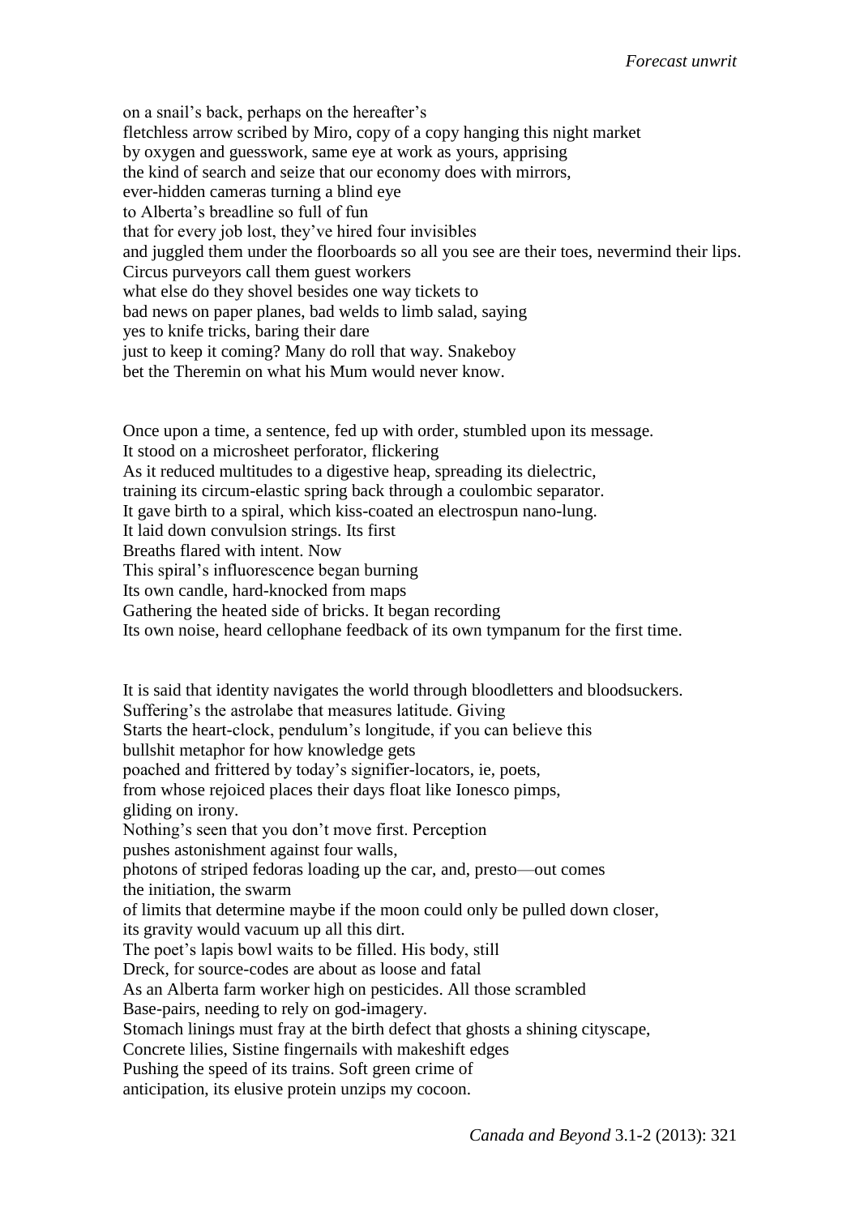on a snail's back, perhaps on the hereafter's
fletchless arrow scribed by Miro, copy of a copy hanging this night market
by oxygen and guesswork, same eye at work as yours, apprising
the kind of search and seize that our economy does with mirrors,
ever-hidden cameras turning a blind eye
to Alberta's breadline so full of fun
that for every job lost, they've hired four invisibles
and juggled them under the floorboards so all you see are their toes, nevermind their lips.
Circus purveyors call them guest workers
what else do they shovel besides one way tickets to
bad news on paper planes, bad welds to limb salad, saying
yes to knife tricks, baring their dare
just to keep it coming? Many do roll that way. Snakeboy
bet the Theremin on what his Mum would never know.

Once upon a time, a sentence, fed up with order, stumbled upon its message.
It stood on a microsheet perforator, flickering
As it reduced multitudes to a digestive heap, spreading its dielectric,
training its circum-elastic spring back through a coulombic separator.
It gave birth to a spiral, which kiss-coated an electrospun nano-lung.
It laid down convulsion strings. Its first
Breaths flared with intent. Now
This spiral's influorescence began burning
Its own candle, hard-knocked from maps
Gathering the heated side of bricks. It began recording
Its own noise, heard cellophane feedback of its own tympanum for the first time.

It is said that identity navigates the world through bloodletters and bloodsuckers.
Suffering's the astrolabe that measures latitude. Giving
Starts the heart-clock, pendulum's longitude, if you can believe this
bullshit metaphor for how knowledge gets
poached and frittered by today's signifier-locators, ie, poets,
from whose rejoiced places their days float like Ionesco pimps,
gliding on irony.
Nothing's seen that you don't move first. Perception
pushes astonishment against four walls,
photons of striped fedoras loading up the car, and, presto—out comes
the initiation, the swarm
of limits that determine maybe if the moon could only be pulled down closer,
its gravity would vacuum up all this dirt.
The poet's lapis bowl waits to be filled. His body, still
Dreck, for source-codes are about as loose and fatal
As an Alberta farm worker high on pesticides. All those scrambled
Base-pairs, needing to rely on god-imagery.
Stomach linings must fray at the birth defect that ghosts a shining cityscape,
Concrete lilies, Sistine fingernails with makeshift edges
Pushing the speed of its trains. Soft green crime of
anticipation, its elusive protein unzips my cocoon.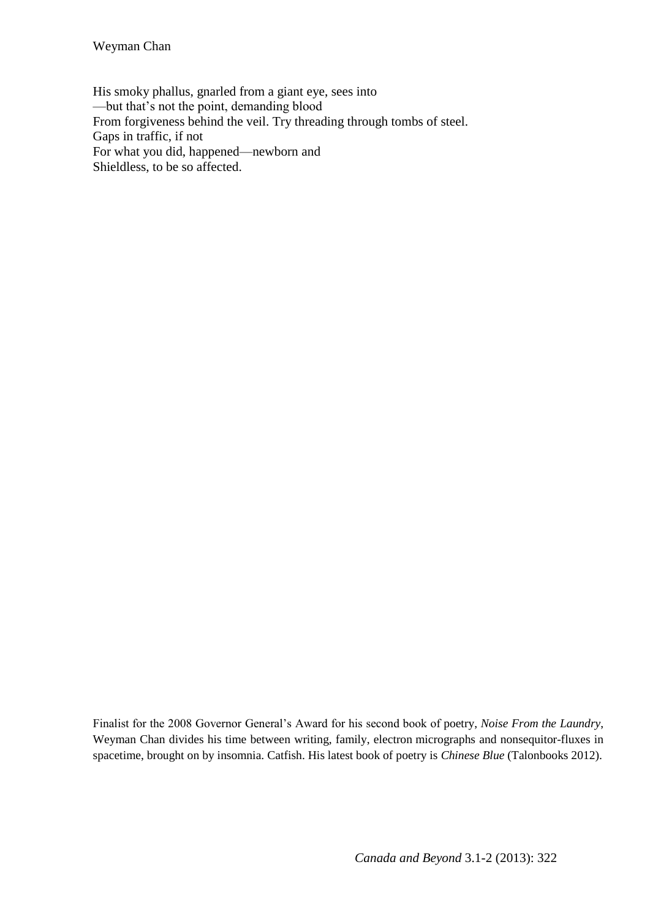Weyman Chan

His smoky phallus, gnarled from a giant eye, sees into  
—but that's not the point, demanding blood  
From forgiveness behind the veil. Try threading through tombs of steel.  
Gaps in traffic, if not  
For what you did, happened—newborn and  
Shieldless, to be so affected.

Finalist for the 2008 Governor General's Award for his second book of poetry, *Noise From the Laundry*, Weyman Chan divides his time between writing, family, electron micrographs and nonsequitor-fluxes in spacetime, brought on by insomnia. Catfish. His latest book of poetry is *Chinese Blue* (Talonbooks 2012).